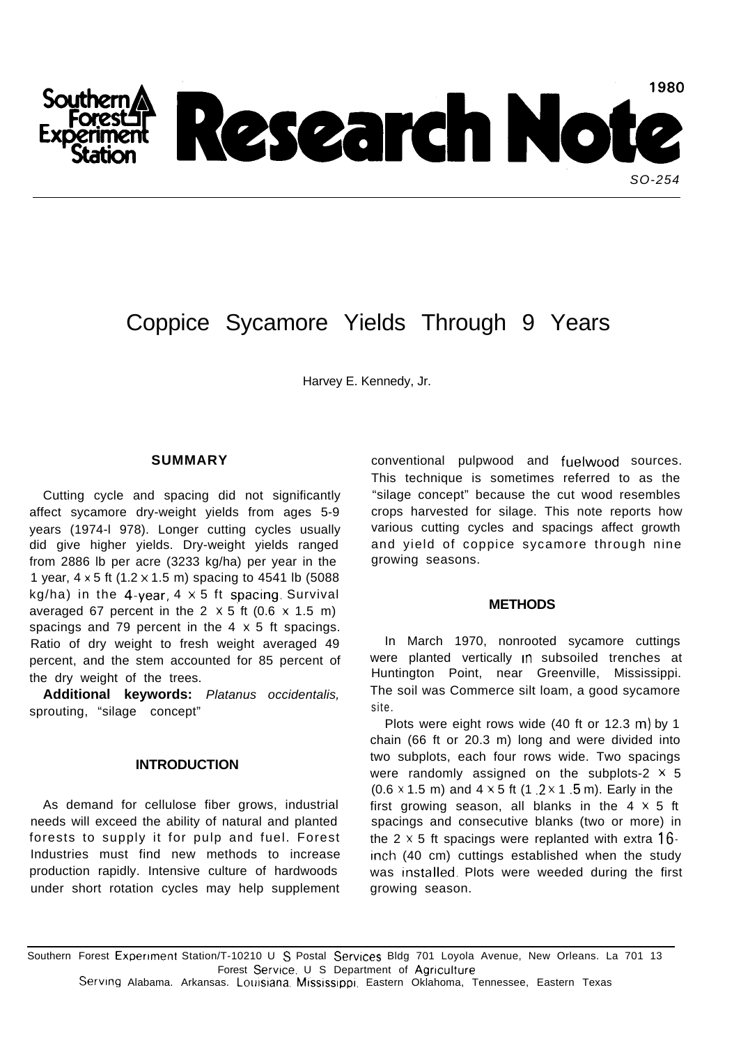Southern Forest Experiment Station

# Research Note

1980

SO-254

# Coppice Sycamore Yields Through 9 Years

Harvey E. Kennedy, Jr.

## SUMMARY

Cutting cycle and spacing did not significantly affect sycamore dry-weight yields from ages 5-9 years (1974-1978). Longer cutting cycles usually did give higher yields. Dry-weight yields ranged from 2886 lb per acre (3233 kg/ha) per year in the 1 year, 4 x 5 ft (1.2 x 1.5 m) spacing to 4541 lb (5088 kg/ha) in the 4-year, 4 x 5 ft spacing. Survival averaged 67 percent in the 2 x 5 ft (0.6 x 1.5 m) spacings and 79 percent in the 4 x 5 ft spacings. Ratio of dry weight to fresh weight averaged 49 percent, and the stem accounted for 85 percent of the dry weight of the trees.

**Additional keywords:** *Platanus occidentalis,* sprouting, "silage concept"

## INTRODUCTION

As demand for cellulose fiber grows, industrial needs will exceed the ability of natural and planted forests to supply it for pulp and fuel. Forest Industries must find new methods to increase production rapidly. Intensive culture of hardwoods under short rotation cycles may help supplement conventional pulpwood and fuelwood sources. This technique is sometimes referred to as the "silage concept" because the cut wood resembles crops harvested for silage. This note reports how various cutting cycles and spacings affect growth and yield of coppice sycamore through nine growing seasons.

## METHODS

In March 1970, nonrooted sycamore cuttings were planted vertically in subsoiled trenches at Huntington Point, near Greenville, Mississippi. The soil was Commerce silt loam, a good sycamore site.

Plots were eight rows wide (40 ft or 12.3 m) by 1 chain (66 ft or 20.3 m) long and were divided into two subplots, each four rows wide. Two spacings were randomly assigned on the subplots-2 x 5 (0.6 x 1.5 m) and 4 x 5 ft (1.2 x 1.5 m). Early in the first growing season, all blanks in the 4 x 5 ft spacings and consecutive blanks (two or more) in the 2 x 5 ft spacings were replanted with extra 16-inch (40 cm) cuttings established when the study was installed. Plots were weeded during the first growing season.

Southern Forest Experiment Station/T-10210 U S Postal Services Bldg 701 Loyola Avenue, New Orleans. La 701 13
Forest Service, U S Department of Agriculture
Serving Alabama. Arkansas. Louisiana, Mississippi, Eastern Oklahoma, Tennessee, Eastern Texas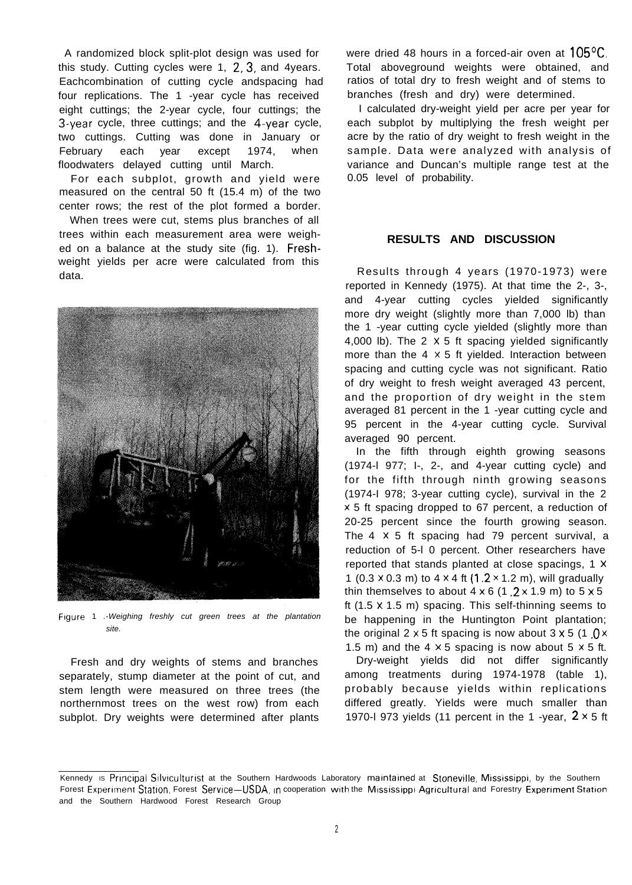A randomized block split-plot design was used for this study. Cutting cycles were 1, 2, 3, and 4years. Eachcombination of cutting cycle andspacing had four replications. The 1 -year cycle has received eight cuttings; the 2-year cycle, four cuttings; the 3-year cycle, three cuttings; and the 4-year cycle, two cuttings. Cutting was done in January or February each year except 1974, when floodwaters delayed cutting until March.

For each subplot, growth and yield were measured on the central 50 ft (15.4 m) of the two center rows; the rest of the plot formed a border.

When trees were cut, stems plus branches of all trees within each measurement area were weighed on a balance at the study site (fig. 1). Fresh-weight yields per acre were calculated from this data.

Figure 1 .-*Weighing freshly cut green trees at the plantation site.*

Fresh and dry weights of stems and branches separately, stump diameter at the point of cut, and stem length were measured on three trees (the northernmost trees on the west row) from each subplot. Dry weights were determined after plants were dried 48 hours in a forced-air oven at 105°C. Total aboveground weights were obtained, and ratios of total dry to fresh weight and of stems to branches (fresh and dry) were determined.

I calculated dry-weight yield per acre per year for each subplot by multiplying the fresh weight per acre by the ratio of dry weight to fresh weight in the sample. Data were analyzed with analysis of variance and Duncan's multiple range test at the 0.05 level of probability.

## RESULTS AND DISCUSSION

Results through 4 years (1970-1973) were reported in Kennedy (1975). At that time the 2-, 3-, and 4-year cutting cycles yielded significantly more dry weight (slightly more than 7,000 lb) than the 1 -year cutting cycle yielded (slightly more than 4,000 lb). The 2 x 5 ft spacing yielded significantly more than the 4 x 5 ft yielded. Interaction between spacing and cutting cycle was not significant. Ratio of dry weight to fresh weight averaged 43 percent, and the proportion of dry weight in the stem averaged 81 percent in the 1 -year cutting cycle and 95 percent in the 4-year cutting cycle. Survival averaged 90 percent.

In the fifth through eighth growing seasons (1974-1977; 1-, 2-, and 4-year cutting cycle) and for the fifth through ninth growing seasons (1974-1978; 3-year cutting cycle), survival in the 2 x 5 ft spacing dropped to 67 percent, a reduction of 20-25 percent since the fourth growing season. The 4 x 5 ft spacing had 79 percent survival, a reduction of 5-10 percent. Other researchers have reported that stands planted at close spacings, 1 x 1 (0.3 x 0.3 m) to 4 x 4 ft (1.2 x 1.2 m), will gradually thin themselves to about 4 x 6 (1.2 x 1.9 m) to 5 x 5 ft (1.5 x 1.5 m) spacing. This self-thinning seems to be happening in the Huntington Point plantation; the original 2 x 5 ft spacing is now about 3 x 5 (1.0 x 1.5 m) and the 4 x 5 spacing is now about 5 x 5 ft.

Dry-weight yields did not differ significantly among treatments during 1974-1978 (table 1), probably because yields within replications differed greatly. Yields were much smaller than 1970-1973 yields (11 percent in the 1 -year, 2 x 5 ft

---

Kennedy is Principal Silviculturist at the Southern Hardwoods Laboratory maintained at Stoneville, Mississippi, by the Southern Forest Experiment Station, Forest Service—USDA, in cooperation with the Mississippi Agricultural and Forestry Experiment Station and the Southern Hardwood Forest Research Group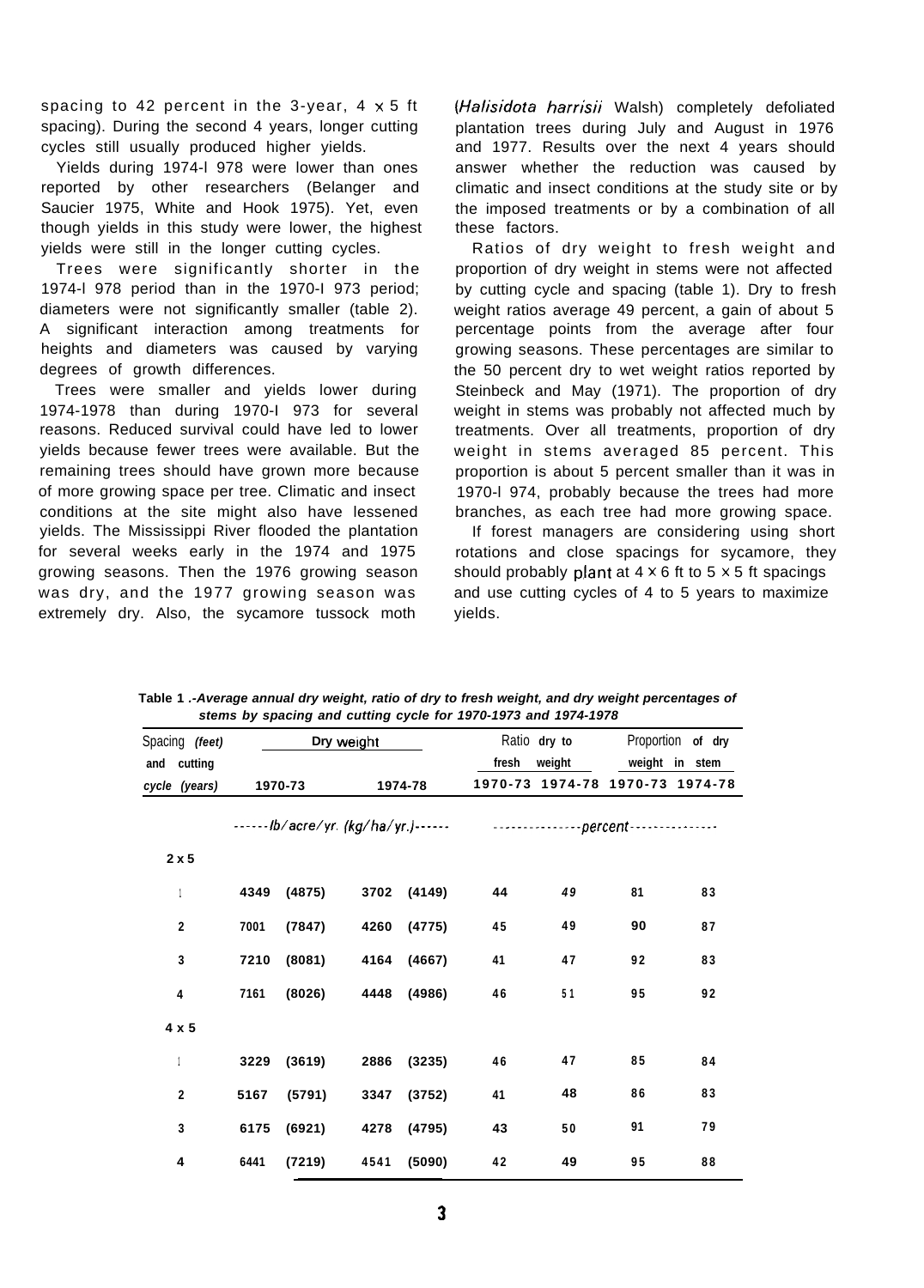spacing to 42 percent in the 3-year, 4 x 5 ft spacing). During the second 4 years, longer cutting cycles still usually produced higher yields.

Yields during 1974-1978 were lower than ones reported by other researchers (Belanger and Saucier 1975, White and Hook 1975). Yet, even though yields in this study were lower, the highest yields were still in the longer cutting cycles.

Trees were significantly shorter in the 1974-1978 period than in the 1970-1973 period; diameters were not significantly smaller (table 2). A significant interaction among treatments for heights and diameters was caused by varying degrees of growth differences.

Trees were smaller and yields lower during 1974-1978 than during 1970-1973 for several reasons. Reduced survival could have led to lower yields because fewer trees were available. But the remaining trees should have grown more because of more growing space per tree. Climatic and insect conditions at the site might also have lessened yields. The Mississippi River flooded the plantation for several weeks early in the 1974 and 1975 growing seasons. Then the 1976 growing season was dry, and the 1977 growing season was extremely dry. Also, the sycamore tussock moth (*Halisidota harrisii* Walsh) completely defoliated plantation trees during July and August in 1976 and 1977. Results over the next 4 years should answer whether the reduction was caused by climatic and insect conditions at the study site or by the imposed treatments or by a combination of all these factors.

Ratios of dry weight to fresh weight and proportion of dry weight in stems were not affected by cutting cycle and spacing (table 1). Dry to fresh weight ratios average 49 percent, a gain of about 5 percentage points from the average after four growing seasons. These percentages are similar to the 50 percent dry to wet weight ratios reported by Steinbeck and May (1971). The proportion of dry weight in stems was probably not affected much by treatments. Over all treatments, proportion of dry weight in stems averaged 85 percent. This proportion is about 5 percent smaller than it was in 1970-1974, probably because the trees had more branches, as each tree had more growing space.

If forest managers are considering using short rotations and close spacings for sycamore, they should probably plant at 4 x 6 ft to 5 x 5 ft spacings and use cutting cycles of 4 to 5 years to maximize yields.

**Table 1.** *-Average annual dry weight, ratio of dry to fresh weight, and dry weight percentages of stems by spacing and cutting cycle for 1970-1973 and 1974-1978*

| Spacing (feet) and cutting cycle (years) | Dry weight | | | | Ratio dry to fresh weight | | Proportion of dry weight in stem | |
|---|---|---|---|---|---|---|---|---|
| | 1970-73 | | 1974-78 | | 1970-73 | 1974-78 | 1970-73 | 1974-78 |
| | ------lb/acre/yr. (kg/ha/yr.)------ | | | | ---------------percent--------------- | | | |
| 2 x 5 | | | | | | | | |
| 1 | 4349 | (4875) | 3702 | (4149) | 44 | 49 | 81 | 83 |
| 2 | 7001 | (7847) | 4260 | (4775) | 45 | 49 | 90 | 87 |
| 3 | 7210 | (8081) | 4164 | (4667) | 41 | 47 | 92 | 83 |
| 4 | 7161 | (8026) | 4448 | (4986) | 46 | 51 | 95 | 92 |
| 4 x 5 | | | | | | | | |
| 1 | 3229 | (3619) | 2886 | (3235) | 46 | 47 | 85 | 84 |
| 2 | 5167 | (5791) | 3347 | (3752) | 41 | 48 | 86 | 83 |
| 3 | 6175 | (6921) | 4278 | (4795) | 43 | 50 | 91 | 79 |
| 4 | 6441 | (7219) | 4541 | (5090) | 42 | 49 | 95 | 88 |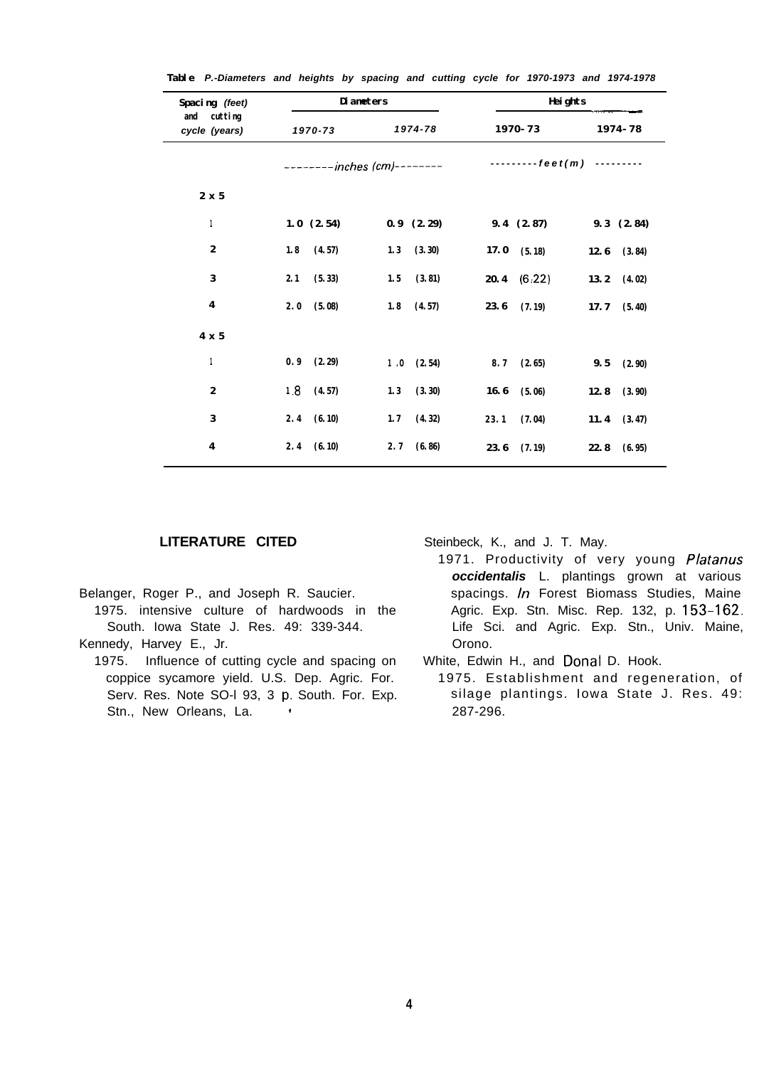Table P.-Diameters and heights by spacing and cutting cycle for 1970-1973 and 1974-1978

| Spacing (feet) and cutting cycle (years) | Diameters | | Heights | |
|---|---|---|---|---|
| | 1970-73 | 1974-78 | 1970-73 | 1974-78 |
| | --------inches (cm)-------- | | ---------feet(m) --------- | |
| 2 x 5 | | | | |
| 1 | 1.0 (2.54) | 0.9 (2.29) | 9.4 (2.87) | 9.3 (2.84) |
| 2 | 1.8 (4.57) | 1.3 (3.30) | 17.0 (5.18) | 12.6 (3.84) |
| 3 | 2.1 (5.33) | 1.5 (3.81) | 20.4 (6.22) | 13.2 (4.02) |
| 4 | 2.0 (5.08) | 1.8 (4.57) | 23.6 (7.19) | 17.7 (5.40) |
| 4 x 5 | | | | |
| 1 | 0.9 (2.29) | 1.0 (2.54) | 8.7 (2.65) | 9.5 (2.90) |
| 2 | 1.8 (4.57) | 1.3 (3.30) | 16.6 (5.06) | 12.8 (3.90) |
| 3 | 2.4 (6.10) | 1.7 (4.32) | 23.1 (7.04) | 11.4 (3.47) |
| 4 | 2.4 (6.10) | 2.7 (6.86) | 23.6 (7.19) | 22.8 (6.95) |

## LITERATURE CITED

Belanger, Roger P., and Joseph R. Saucier.
1975. intensive culture of hardwoods in the South. Iowa State J. Res. 49: 339-344.

Kennedy, Harvey E., Jr.
1975. Influence of cutting cycle and spacing on coppice sycamore yield. U.S. Dep. Agric. For. Serv. Res. Note SO-l 93, 3 p. South. For. Exp. Stn., New Orleans, La.

Steinbeck, K., and J. T. May.
1971. Productivity of very young *Platanus* ***occidentalis*** L. plantings grown at various spacings. *In* Forest Biomass Studies, Maine Agric. Exp. Stn. Misc. Rep. 132, p. 153-162. Life Sci. and Agric. Exp. Stn., Univ. Maine, Orono.

White, Edwin H., and Donal D. Hook.
1975. Establishment and regeneration, of silage plantings. Iowa State J. Res. 49: 287-296.